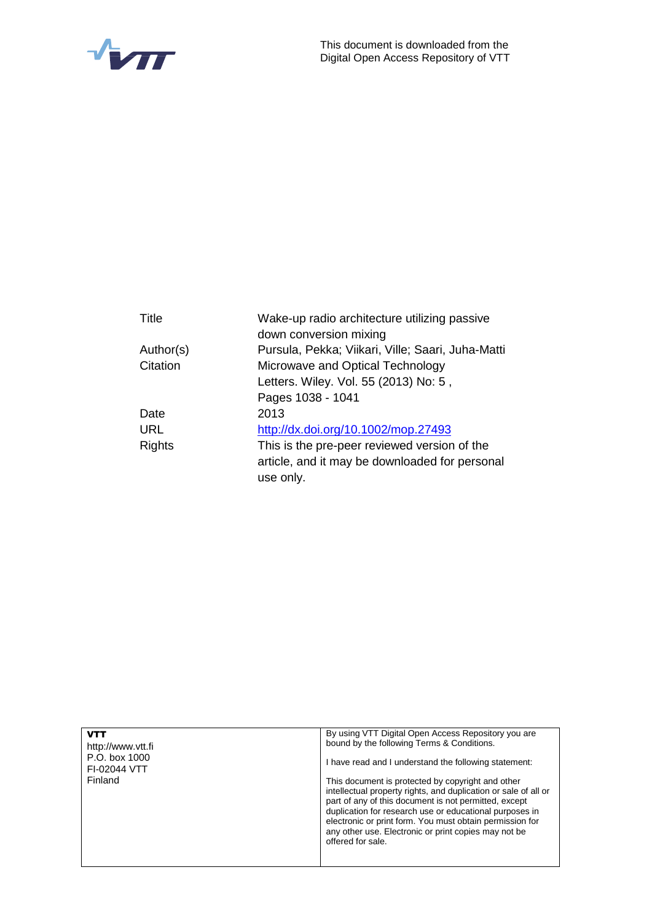This document is downloaded from the Digital Open Access Repository of VTT

| | |
|---|---|
| Title | Wake-up radio architecture utilizing passive down conversion mixing |
| Author(s) | Pursula, Pekka; Viikari, Ville; Saari, Juha-Matti |
| Citation | Microwave and Optical Technology Letters. Wiley. Vol. 55 (2013) No: 5 , Pages 1038 - 1041 |
| Date | 2013 |
| URL | http://dx.doi.org/10.1002/mop.27493 |
| Rights | This is the pre-peer reviewed version of the article, and it may be downloaded for personal use only. |

| | |
|---|---|
| **VTT**<br>http://www.vtt.fi<br>P.O. box 1000<br>FI-02044 VTT<br>Finland | By using VTT Digital Open Access Repository you are bound by the following Terms & Conditions.<br><br>I have read and I understand the following statement:<br><br>This document is protected by copyright and other intellectual property rights, and duplication or sale of all or part of any of this document is not permitted, except duplication for research use or educational purposes in electronic or print form. You must obtain permission for any other use. Electronic or print copies may not be offered for sale. |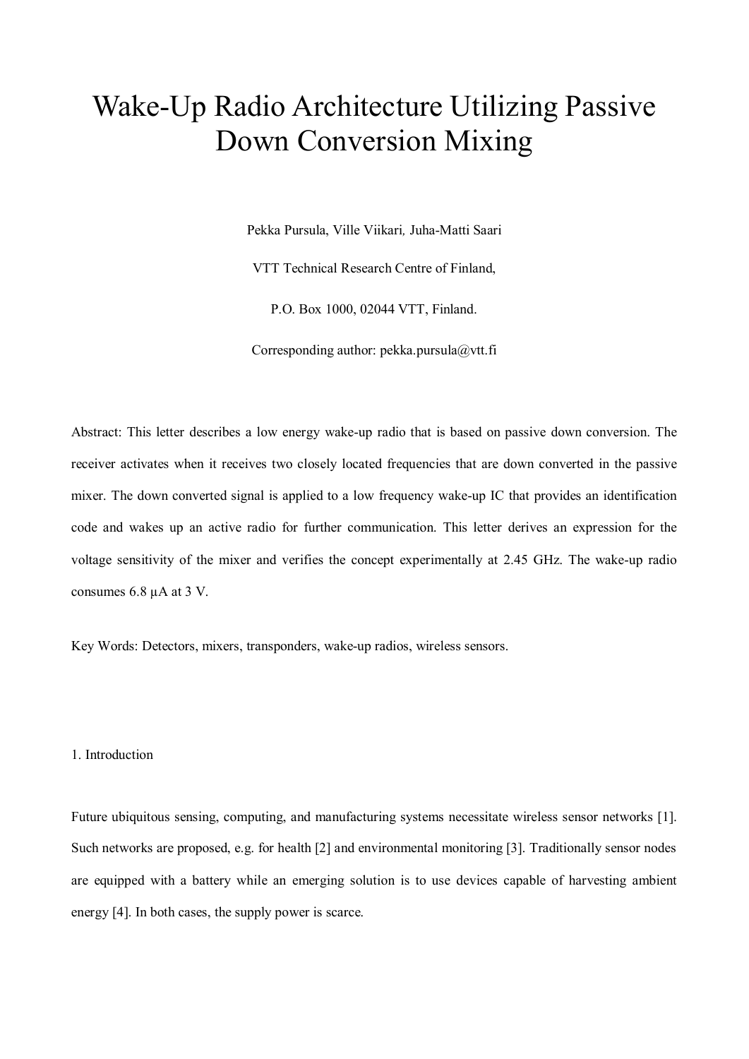# Wake-Up Radio Architecture Utilizing Passive Down Conversion Mixing

Pekka Pursula, Ville Viikari, Juha-Matti Saari

VTT Technical Research Centre of Finland,

P.O. Box 1000, 02044 VTT, Finland.

Corresponding author: pekka.pursula@vtt.fi

Abstract: This letter describes a low energy wake-up radio that is based on passive down conversion. The receiver activates when it receives two closely located frequencies that are down converted in the passive mixer. The down converted signal is applied to a low frequency wake-up IC that provides an identification code and wakes up an active radio for further communication. This letter derives an expression for the voltage sensitivity of the mixer and verifies the concept experimentally at 2.45 GHz. The wake-up radio consumes 6.8 μA at 3 V.

Key Words: Detectors, mixers, transponders, wake-up radios, wireless sensors.

## 1. Introduction

Future ubiquitous sensing, computing, and manufacturing systems necessitate wireless sensor networks [1]. Such networks are proposed, e.g. for health [2] and environmental monitoring [3]. Traditionally sensor nodes are equipped with a battery while an emerging solution is to use devices capable of harvesting ambient energy [4]. In both cases, the supply power is scarce.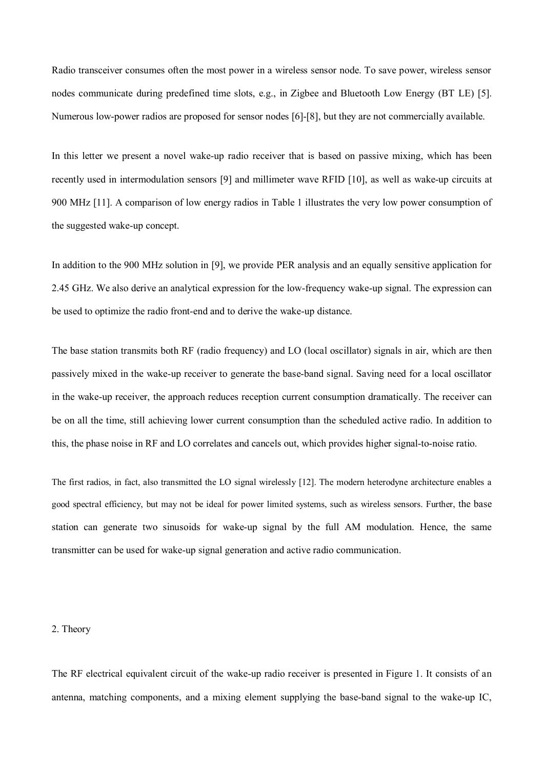Radio transceiver consumes often the most power in a wireless sensor node. To save power, wireless sensor nodes communicate during predefined time slots, e.g., in Zigbee and Bluetooth Low Energy (BT LE) [5]. Numerous low-power radios are proposed for sensor nodes [6]-[8], but they are not commercially available.

In this letter we present a novel wake-up radio receiver that is based on passive mixing, which has been recently used in intermodulation sensors [9] and millimeter wave RFID [10], as well as wake-up circuits at 900 MHz [11]. A comparison of low energy radios in Table 1 illustrates the very low power consumption of the suggested wake-up concept.

In addition to the 900 MHz solution in [9], we provide PER analysis and an equally sensitive application for 2.45 GHz. We also derive an analytical expression for the low-frequency wake-up signal. The expression can be used to optimize the radio front-end and to derive the wake-up distance.

The base station transmits both RF (radio frequency) and LO (local oscillator) signals in air, which are then passively mixed in the wake-up receiver to generate the base-band signal. Saving need for a local oscillator in the wake-up receiver, the approach reduces reception current consumption dramatically. The receiver can be on all the time, still achieving lower current consumption than the scheduled active radio. In addition to this, the phase noise in RF and LO correlates and cancels out, which provides higher signal-to-noise ratio.

The first radios, in fact, also transmitted the LO signal wirelessly [12]. The modern heterodyne architecture enables a good spectral efficiency, but may not be ideal for power limited systems, such as wireless sensors. Further, the base station can generate two sinusoids for wake-up signal by the full AM modulation. Hence, the same transmitter can be used for wake-up signal generation and active radio communication.

## 2. Theory

The RF electrical equivalent circuit of the wake-up radio receiver is presented in Figure 1. It consists of an antenna, matching components, and a mixing element supplying the base-band signal to the wake-up IC,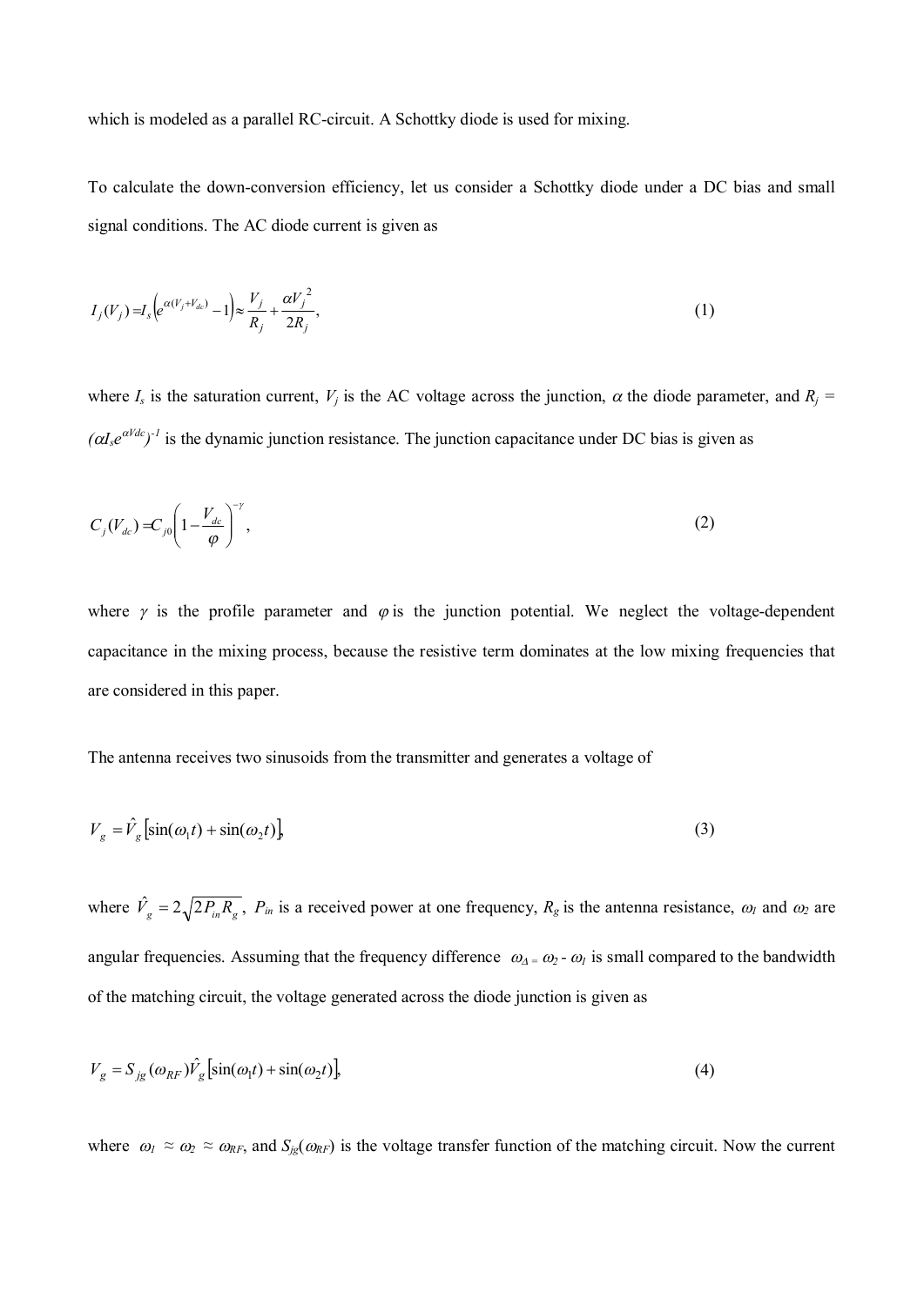which is modeled as a parallel RC-circuit. A Schottky diode is used for mixing.

To calculate the down-conversion efficiency, let us consider a Schottky diode under a DC bias and small signal conditions. The AC diode current is given as

$$I_j(V_j) = I_s\left(e^{\alpha(V_j+V_{dc})} - 1\right) \approx \frac{V_j}{R_j} + \frac{\alpha V_j^2}{2R_j}, \tag{1}$$

where $I_s$ is the saturation current, $V_j$ is the AC voltage across the junction, $\alpha$ the diode parameter, and $R_j = (\alpha I_s e^{\alpha Vdc})^{-1}$ is the dynamic junction resistance. The junction capacitance under DC bias is given as

$$C_j(V_{dc}) = C_{j0}\left(1 - \frac{V_{dc}}{\varphi}\right)^{-\gamma}, \tag{2}$$

where $\gamma$ is the profile parameter and $\varphi$ is the junction potential. We neglect the voltage-dependent capacitance in the mixing process, because the resistive term dominates at the low mixing frequencies that are considered in this paper.

The antenna receives two sinusoids from the transmitter and generates a voltage of

$$V_g = \hat{V}_g\left[\sin(\omega_1 t) + \sin(\omega_2 t)\right], \tag{3}$$

where $\hat{V}_g = 2\sqrt{2P_{in}R_g}$, $P_{in}$ is a received power at one frequency, $R_g$ is the antenna resistance, $\omega_1$ and $\omega_2$ are angular frequencies. Assuming that the frequency difference $\omega_\Delta = \omega_2 - \omega_1$ is small compared to the bandwidth of the matching circuit, the voltage generated across the diode junction is given as

$$V_g = S_{jg}(\omega_{RF})\hat{V}_g\left[\sin(\omega_1 t) + \sin(\omega_2 t)\right], \tag{4}$$

where $\omega_1 \approx \omega_2 \approx \omega_{RF}$, and $S_{jg}(\omega_{RF})$ is the voltage transfer function of the matching circuit. Now the current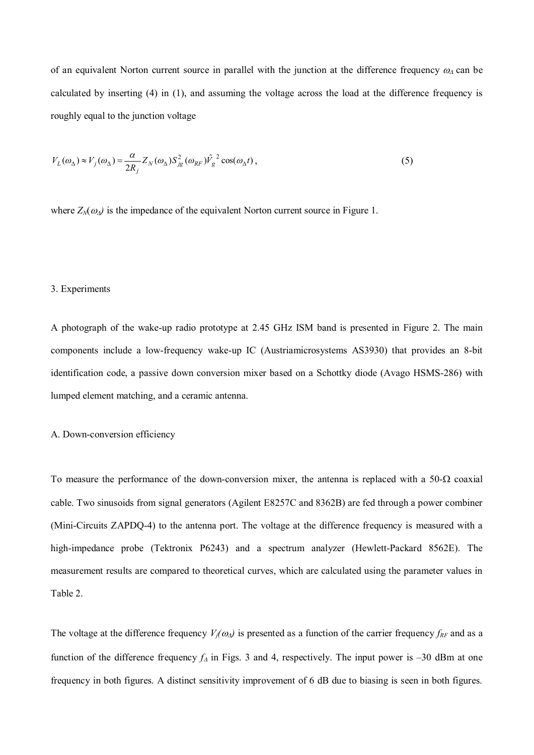of an equivalent Norton current source in parallel with the junction at the difference frequency $\omega_\Delta$ can be calculated by inserting (4) in (1), and assuming the voltage across the load at the difference frequency is roughly equal to the junction voltage

$$V_L(\omega_\Delta) \approx V_j(\omega_\Delta) = \frac{\alpha}{2R_j} Z_N(\omega_\Delta) S_{jg}^2(\omega_{RF}) \hat{V}_g^{\,2} \cos(\omega_\Delta t)\,, \tag{5}$$

where $Z_N(\omega_\Delta)$ is the impedance of the equivalent Norton current source in Figure 1.

## 3. Experiments

A photograph of the wake-up radio prototype at 2.45 GHz ISM band is presented in Figure 2. The main components include a low-frequency wake-up IC (Austriamicrosystems AS3930) that provides an 8-bit identification code, a passive down conversion mixer based on a Schottky diode (Avago HSMS-286) with lumped element matching, and a ceramic antenna.

### A. Down-conversion efficiency

To measure the performance of the down-conversion mixer, the antenna is replaced with a 50-Ω coaxial cable. Two sinusoids from signal generators (Agilent E8257C and 8362B) are fed through a power combiner (Mini-Circuits ZAPDQ-4) to the antenna port. The voltage at the difference frequency is measured with a high-impedance probe (Tektronix P6243) and a spectrum analyzer (Hewlett-Packard 8562E). The measurement results are compared to theoretical curves, which are calculated using the parameter values in Table 2.

The voltage at the difference frequency $V_j(\omega_\Delta)$ is presented as a function of the carrier frequency $f_{RF}$ and as a function of the difference frequency $f_\Delta$ in Figs. 3 and 4, respectively. The input power is –30 dBm at one frequency in both figures. A distinct sensitivity improvement of 6 dB due to biasing is seen in both figures.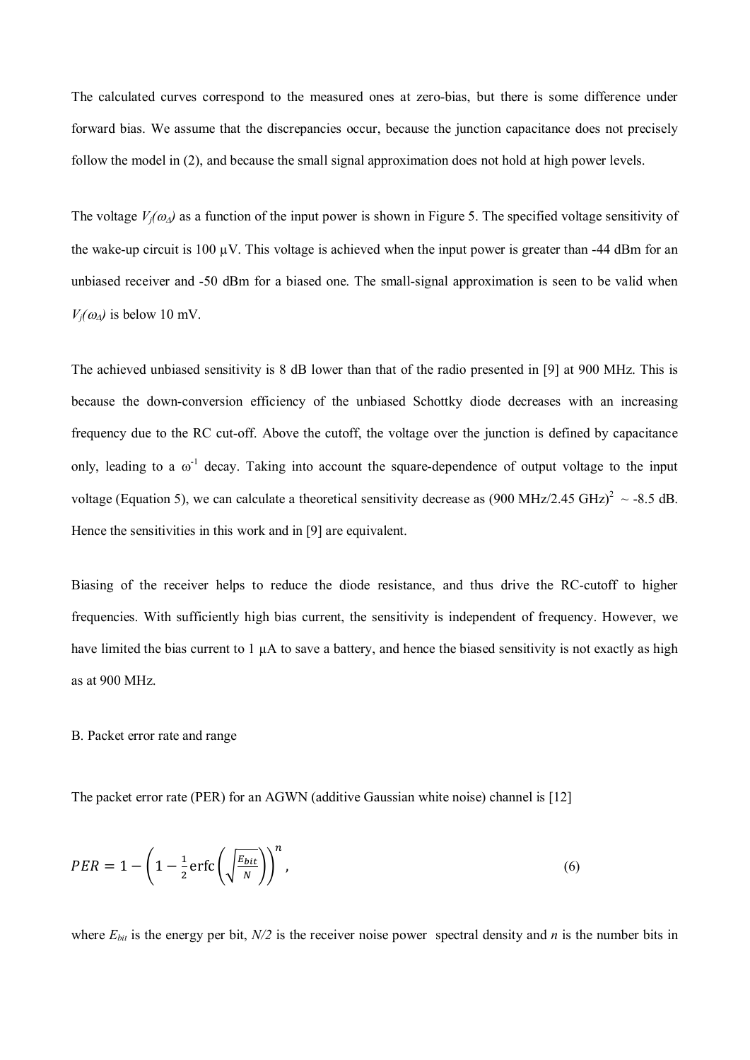The calculated curves correspond to the measured ones at zero-bias, but there is some difference under forward bias. We assume that the discrepancies occur, because the junction capacitance does not precisely follow the model in (2), and because the small signal approximation does not hold at high power levels.

The voltage $V_j(\omega_\Delta)$ as a function of the input power is shown in Figure 5. The specified voltage sensitivity of the wake-up circuit is 100 µV. This voltage is achieved when the input power is greater than -44 dBm for an unbiased receiver and -50 dBm for a biased one. The small-signal approximation is seen to be valid when $V_j(\omega_\Delta)$ is below 10 mV.

The achieved unbiased sensitivity is 8 dB lower than that of the radio presented in [9] at 900 MHz. This is because the down-conversion efficiency of the unbiased Schottky diode decreases with an increasing frequency due to the RC cut-off. Above the cutoff, the voltage over the junction is defined by capacitance only, leading to a $\omega^{-1}$ decay. Taking into account the square-dependence of output voltage to the input voltage (Equation 5), we can calculate a theoretical sensitivity decrease as $(900\text{ MHz}/2.45\text{ GHz})^2 \sim -8.5$ dB. Hence the sensitivities in this work and in [9] are equivalent.

Biasing of the receiver helps to reduce the diode resistance, and thus drive the RC-cutoff to higher frequencies. With sufficiently high bias current, the sensitivity is independent of frequency. However, we have limited the bias current to 1 µA to save a battery, and hence the biased sensitivity is not exactly as high as at 900 MHz.

B. Packet error rate and range

The packet error rate (PER) for an AGWN (additive Gaussian white noise) channel is [12]

$$PER = 1 - \left(1 - \frac{1}{2}\operatorname{erfc}\left(\sqrt{\frac{E_{bit}}{N}}\right)\right)^n, \tag{6}$$

where $E_{bit}$ is the energy per bit, $N/2$ is the receiver noise power spectral density and $n$ is the number bits in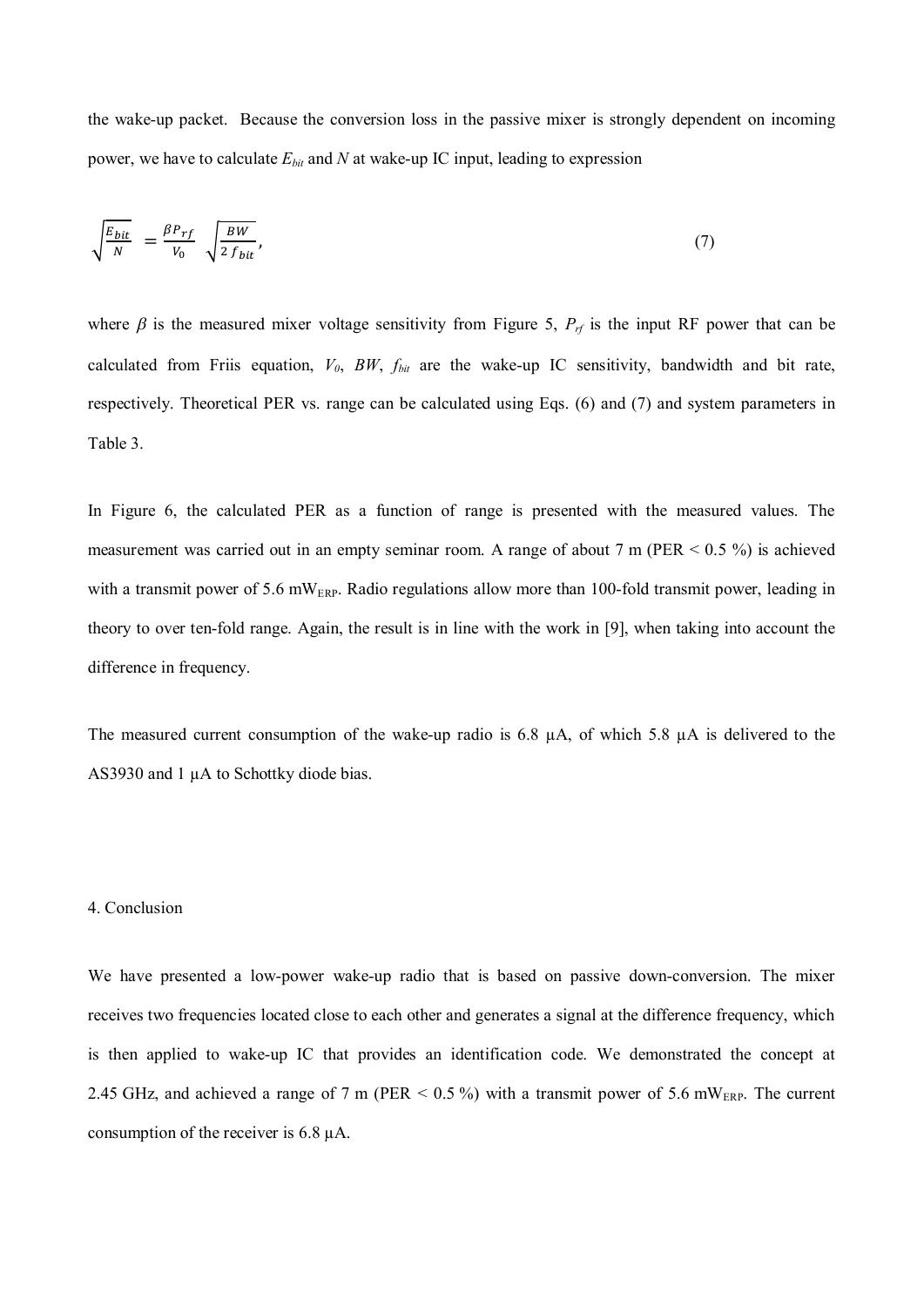the wake-up packet. Because the conversion loss in the passive mixer is strongly dependent on incoming power, we have to calculate $E_{bit}$ and $N$ at wake-up IC input, leading to expression

$$\sqrt{\frac{E_{bit}}{N}} = \frac{\beta P_{rf}}{V_0} \sqrt{\frac{BW}{2 f_{bit}}}, \tag{7}$$

where $\beta$ is the measured mixer voltage sensitivity from Figure 5, $P_{rf}$ is the input RF power that can be calculated from Friis equation, $V_0$, $BW$, $f_{bit}$ are the wake-up IC sensitivity, bandwidth and bit rate, respectively. Theoretical PER vs. range can be calculated using Eqs. (6) and (7) and system parameters in Table 3.

In Figure 6, the calculated PER as a function of range is presented with the measured values. The measurement was carried out in an empty seminar room. A range of about 7 m (PER < 0.5 %) is achieved with a transmit power of 5.6 $\text{mW}_{\text{ERP}}$. Radio regulations allow more than 100-fold transmit power, leading in theory to over ten-fold range. Again, the result is in line with the work in [9], when taking into account the difference in frequency.

The measured current consumption of the wake-up radio is 6.8 µA, of which 5.8 µA is delivered to the AS3930 and 1 µA to Schottky diode bias.

## 4. Conclusion

We have presented a low-power wake-up radio that is based on passive down-conversion. The mixer receives two frequencies located close to each other and generates a signal at the difference frequency, which is then applied to wake-up IC that provides an identification code. We demonstrated the concept at 2.45 GHz, and achieved a range of 7 m (PER < 0.5 %) with a transmit power of 5.6 $\text{mW}_{\text{ERP}}$. The current consumption of the receiver is 6.8 µA.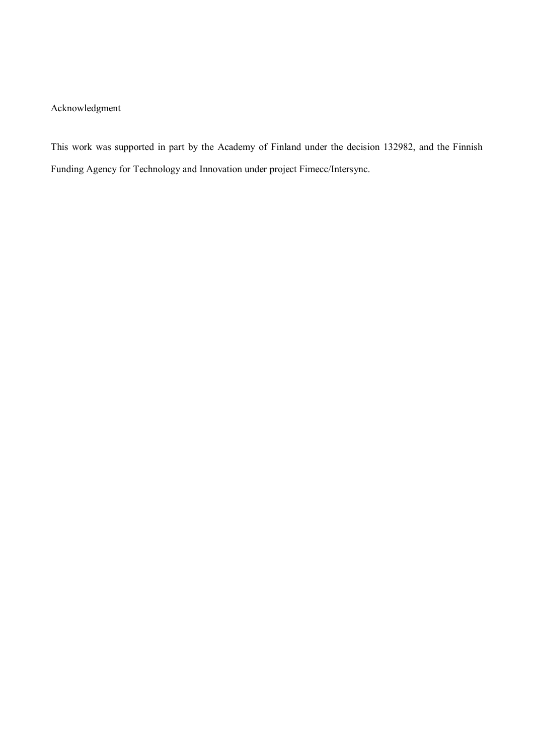## Acknowledgment

This work was supported in part by the Academy of Finland under the decision 132982, and the Finnish Funding Agency for Technology and Innovation under project Fimecc/Intersync.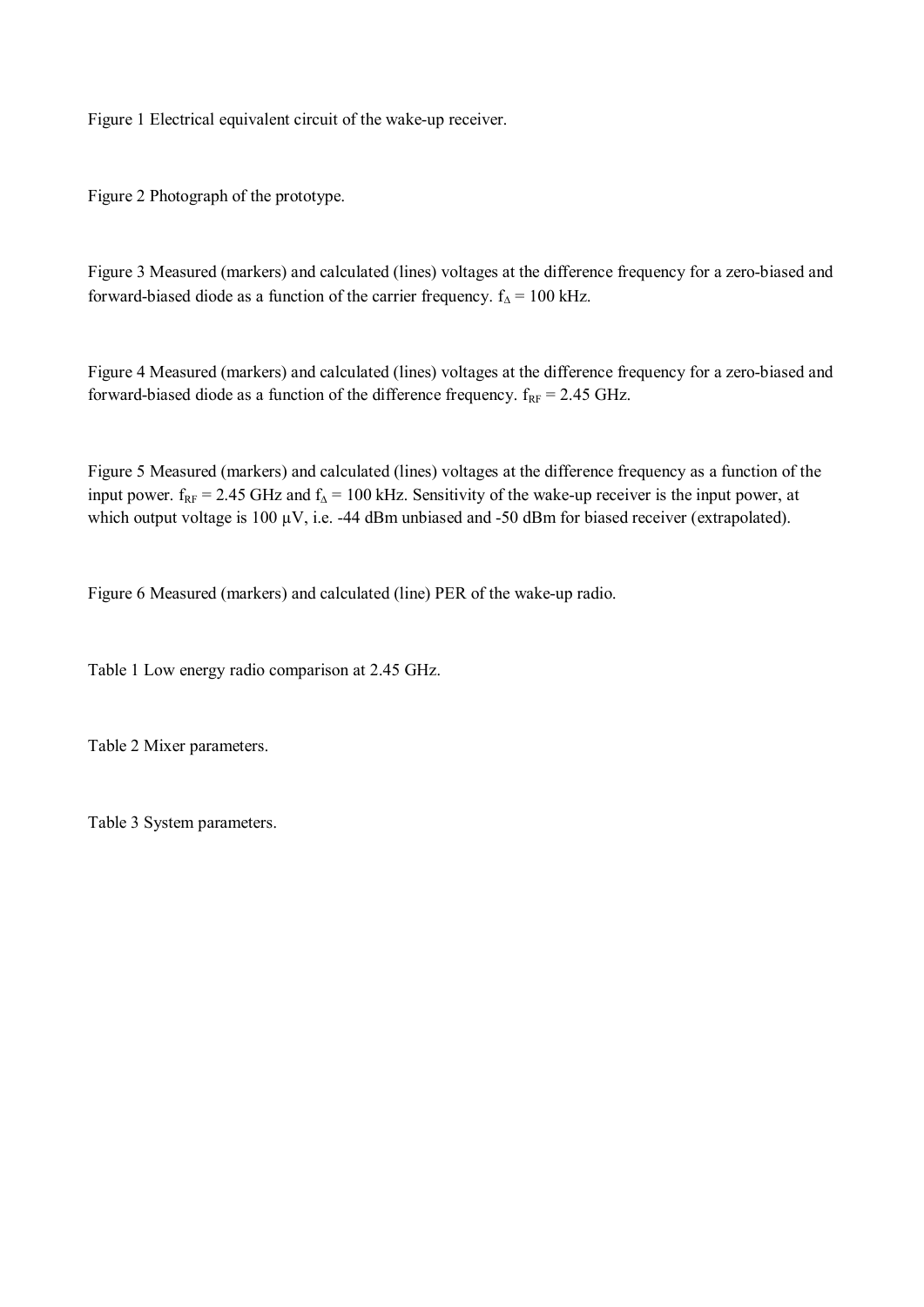Figure 1 Electrical equivalent circuit of the wake-up receiver.

Figure 2 Photograph of the prototype.

Figure 3 Measured (markers) and calculated (lines) voltages at the difference frequency for a zero-biased and forward-biased diode as a function of the carrier frequency. $f_{\Delta}$ = 100 kHz.

Figure 4 Measured (markers) and calculated (lines) voltages at the difference frequency for a zero-biased and forward-biased diode as a function of the difference frequency. $f_{RF}$ = 2.45 GHz.

Figure 5 Measured (markers) and calculated (lines) voltages at the difference frequency as a function of the input power. $f_{RF}$ = 2.45 GHz and $f_{\Delta}$ = 100 kHz. Sensitivity of the wake-up receiver is the input power, at which output voltage is 100 µV, i.e. -44 dBm unbiased and -50 dBm for biased receiver (extrapolated).

Figure 6 Measured (markers) and calculated (line) PER of the wake-up radio.

Table 1 Low energy radio comparison at 2.45 GHz.

Table 2 Mixer parameters.

Table 3 System parameters.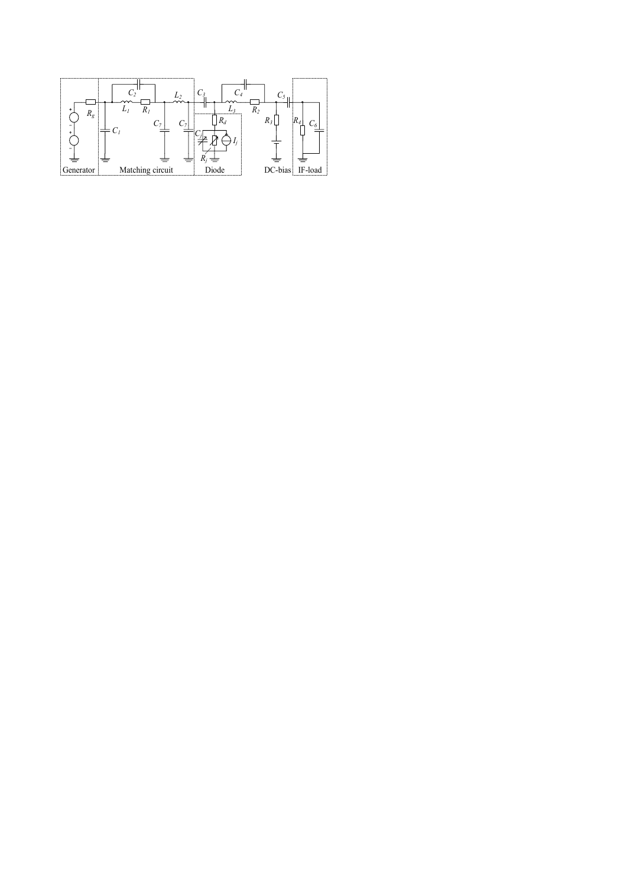$R_g$

$C_1$

$C_2$

$L_1$

$R_1$

$L_2$

$C_7$

$C_7$

$C_3$

$R_d$

$C_j$

$R_j$

$I_j$

$C_4$

$L_3$

$R_2$

$R_3$

$C_5$

$R_4$

$C_6$

Generator

Matching circuit

Diode

DC-bias

IF-load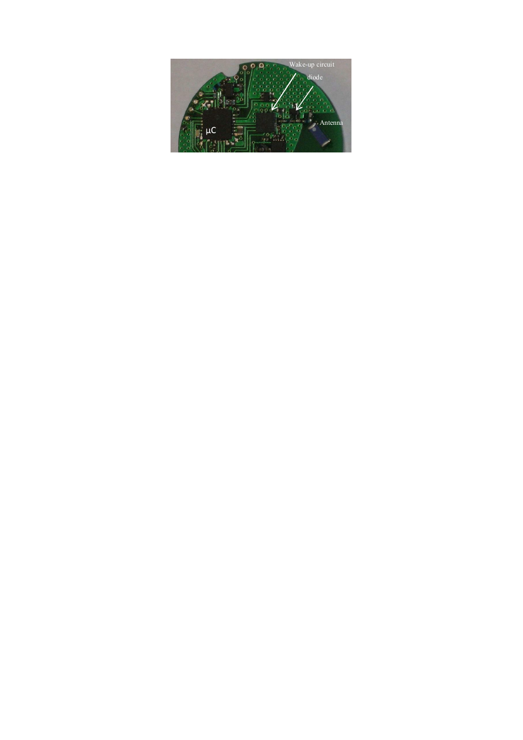Wake-up circuit

diode

Antenna

µC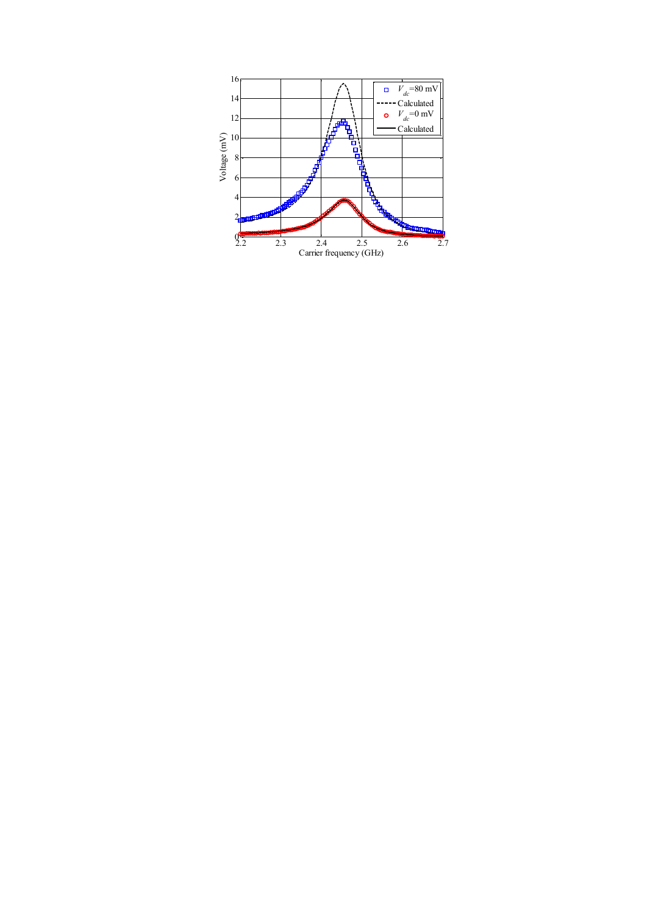16
14
12
10
8
6
4
2
0
Voltage (mV)
2.2
2.3
2.4
2.5
2.6
2.7
Carrier frequency (GHz)
$V_{dc}$=80 mV
Calculated
$V_{dc}$=0 mV
Calculated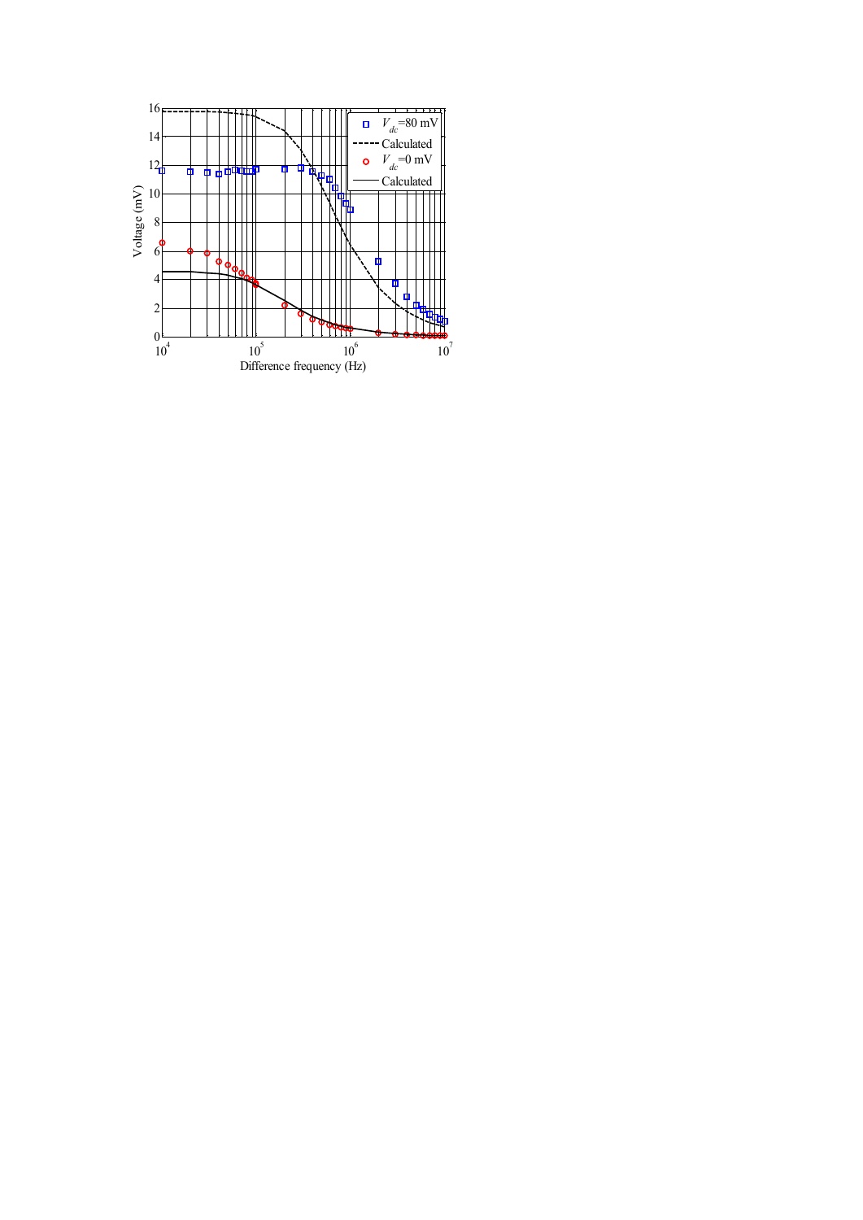16
14
12
10
8
6
4
2
0

Voltage (mV)

$10^4$
$10^5$
$10^6$
$10^7$

Difference frequency (Hz)

$V_{dc}$=80 mV
Calculated
$V_{dc}$=0 mV
Calculated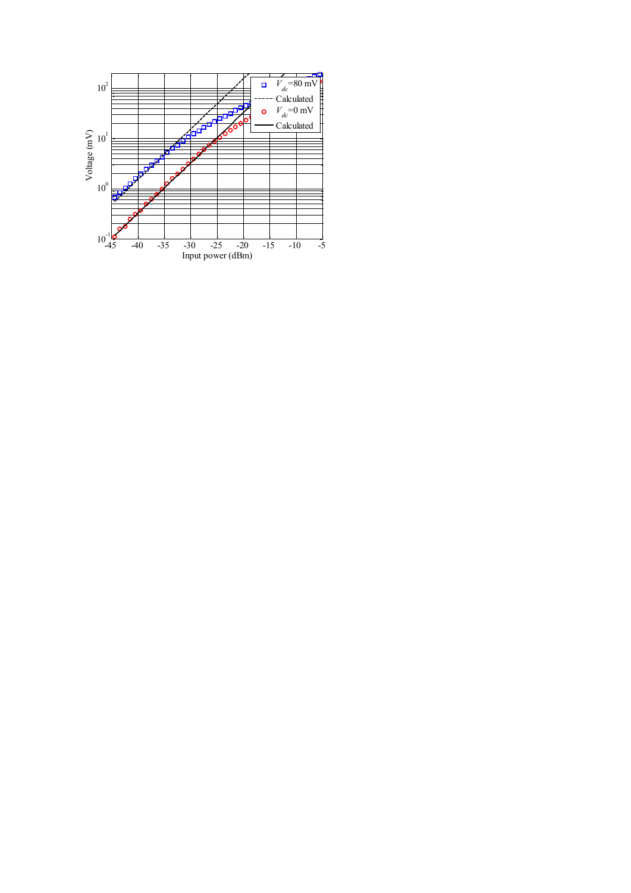Voltage (mV)

$10^2$

$10^1$

$10^0$

$10^{-1}$

-45 -40 -35 -30 -25 -20 -15 -10 -5

Input power (dBm)

$V_{dc}$=80 mV

Calculated

$V_{dc}$=0 mV

Calculated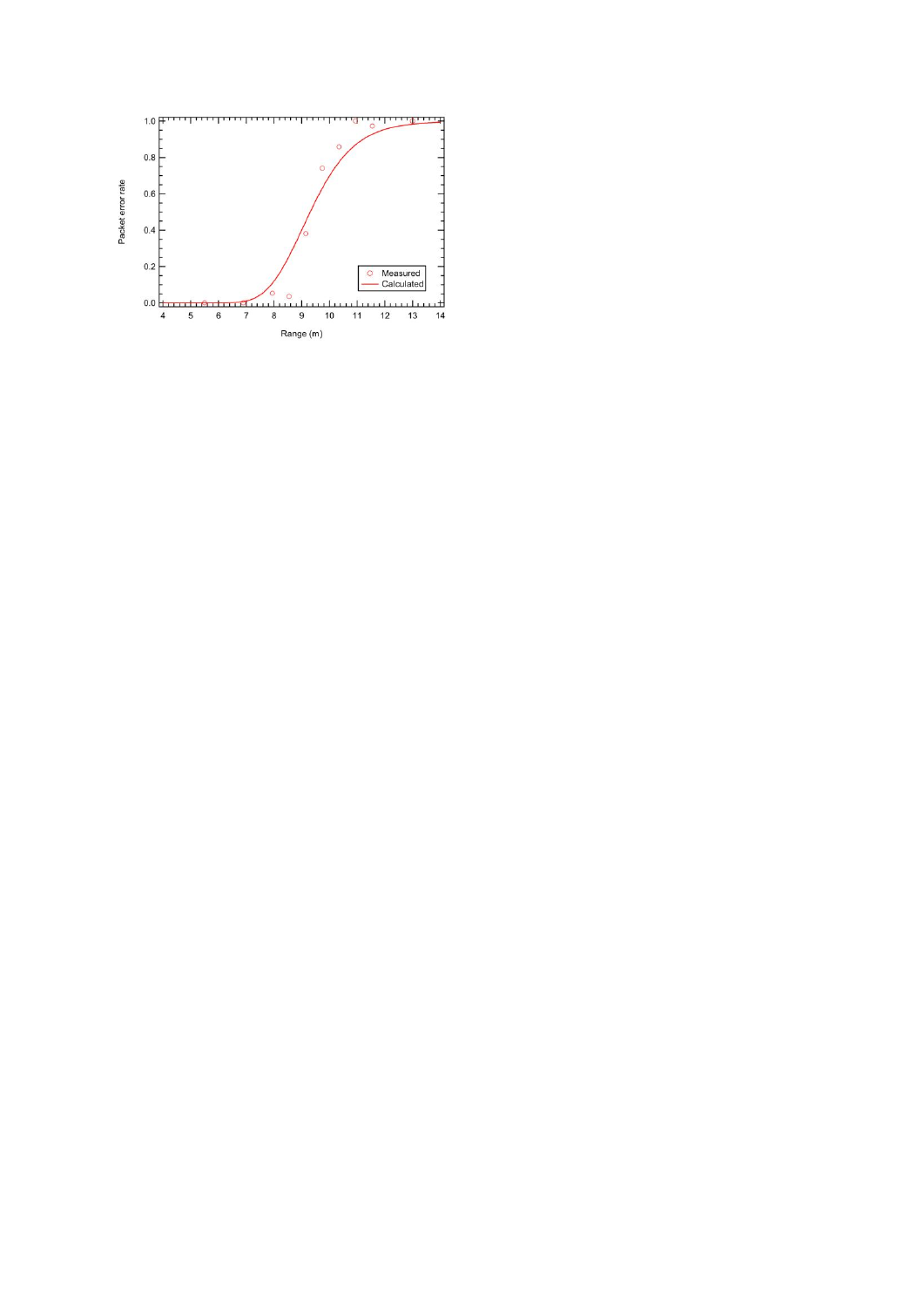Packet error rate

1.0

0.8

0.6

0.4

0.2

0.0

4 5 6 7 8 9 10 11 12 13 14

Range (m)

Measured

Calculated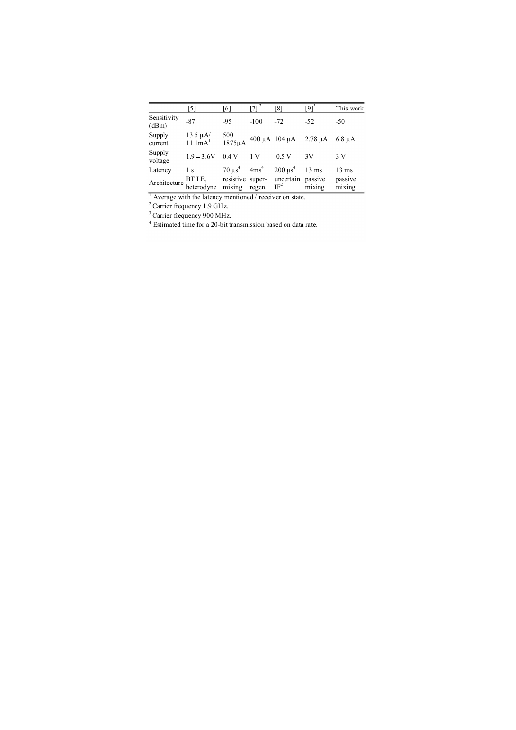| | [5] | [6] | [7] [2] | [8] | [9] [3] | This work |
|---|---|---|---|---|---|---|
| Sensitivity (dBm) | -87 | -95 | -100 | -72 | -52 | -50 |
| Supply current | 13.5 µA/ 11.1mA [1] | 500 – 1875µA | 400 µA | 104 µA | 2.78 µA | 6.8 µA |
| Supply voltage | 1.9 – 3.6V | 0.4 V | 1 V | 0.5 V | 3V | 3 V |
| Latency | 1 s | 70 µs [4] | 4ms [4] | 200 µs [4] | 13 ms | 13 ms |
| Architecture | BT LE, heterodyne | resistive mixing | super-regen. | uncertain IF [2] | passive mixing | passive mixing |

[1] Average with the latency mentioned / receiver on state.

[2] Carrier frequency 1.9 GHz.

[3] Carrier frequency 900 MHz.

[4] Estimated time for a 20-bit transmission based on data rate.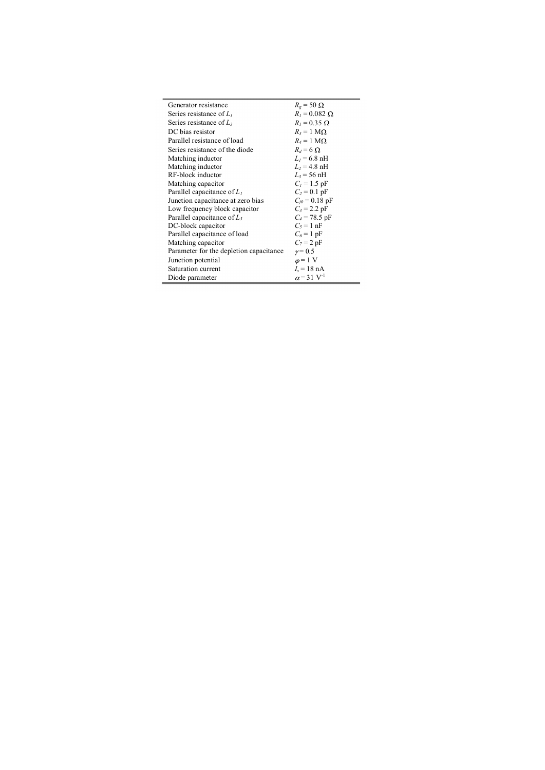| | |
|---|---|
| Generator resistance | $R_g = 50\ \Omega$ |
| Series resistance of $L_1$ | $R_1 = 0.082\ \Omega$ |
| Series resistance of $L_3$ | $R_l = 0.35\ \Omega$ |
| DC bias resistor | $R_3 = 1\ \text{M}\Omega$ |
| Parallel resistance of load | $R_4 = 1\ \text{M}\Omega$ |
| Series resistance of the diode | $R_d = 6\ \Omega$ |
| Matching inductor | $L_1 = 6.8$ nH |
| Matching inductor | $L_2 = 4.8$ nH |
| RF-block inductor | $L_3 = 56$ nH |
| Matching capacitor | $C_1 = 1.5$ pF |
| Parallel capacitance of $L_1$ | $C_2 = 0.1$ pF |
| Junction capacitance at zero bias | $C_{j0} = 0.18$ pF |
| Low frequency block capacitor | $C_3 = 2.2$ pF |
| Parallel capacitance of $L_3$ | $C_4 = 78.5$ pF |
| DC-block capacitor | $C_5 = 1$ nF |
| Parallel capacitance of load | $C_6 = 1$ pF |
| Matching capacitor | $C_7 = 2$ pF |
| Parameter for the depletion capacitance | $\gamma = 0.5$ |
| Junction potential | $\varphi = 1$ V |
| Saturation current | $I_s = 18$ nA |
| Diode parameter | $\alpha = 31\ \text{V}^{-1}$ |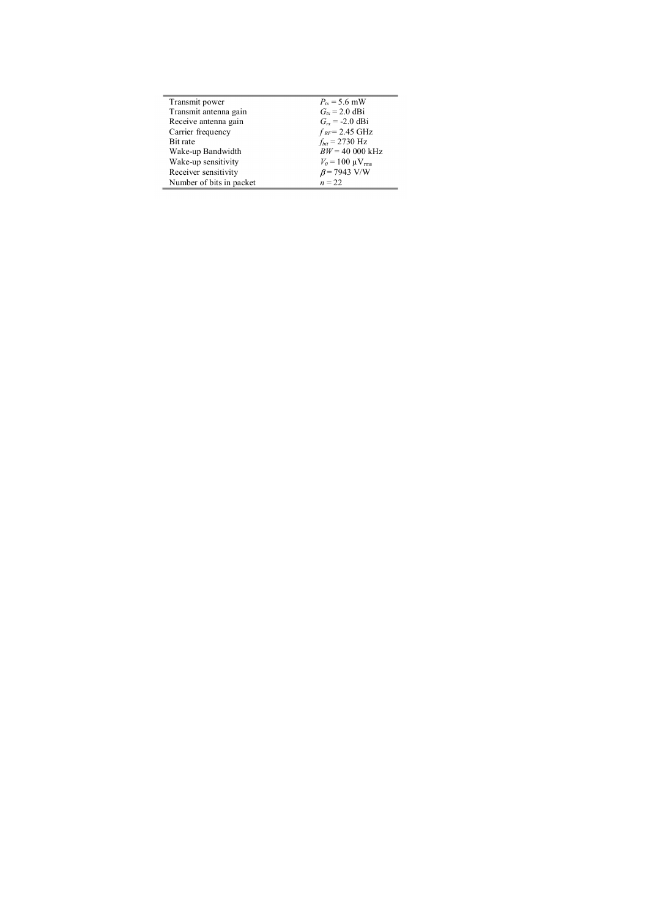| | |
|---|---|
| Transmit power | $P_{tx} = 5.6$ mW |
| Transmit antenna gain | $G_{tx} = 2.0$ dBi |
| Receive antenna gain | $G_{rx} = -2.0$ dBi |
| Carrier frequency | $f_{RF} = 2.45$ GHz |
| Bit rate | $f_{bit} = 2730$ Hz |
| Wake-up Bandwidth | $BW = 40\ 000$ kHz |
| Wake-up sensitivity | $V_0 = 100\ \mu V_{rms}$ |
| Receiver sensitivity | $\beta = 7943$ V/W |
| Number of bits in packet | $n = 22$ |